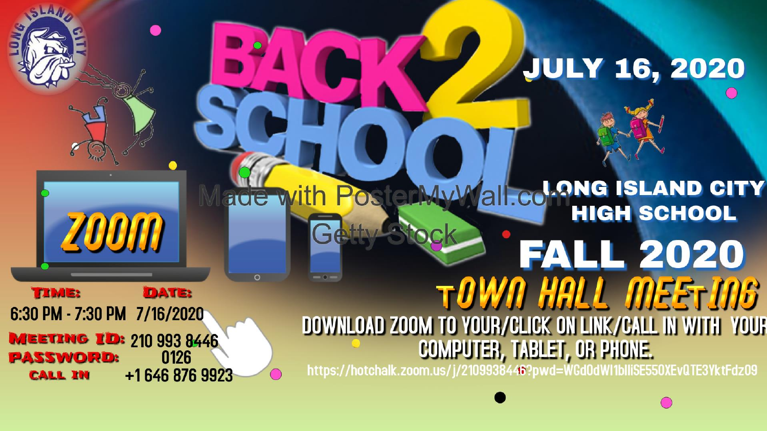# BACK 2 SCHOOL

## JULY 16, 2020

LONG ISLAND CITY HIGH SCHOOL

# FALL 2020

## TOWN HALL MEETING

ZOOM

**TIME:** 6:30 PM - 7:30 PM

**DATE:** 7/16/2020

**MEETING ID:** 210 993 8446

**PASSWORD:** 0126

**CALL IN** +1 646 876 9923

DOWNLOAD ZOOM TO YOUR/CLICK ON LINK/CALL IN WITH YOUR COMPUTER, TABLET, OR PHONE.

https://hotchalk.zoom.us/j/2109938446?pwd=WGdOdWl1blliSE550XEvQTE3YktFdz09

Made with PosterMyWall.com

Getty Stock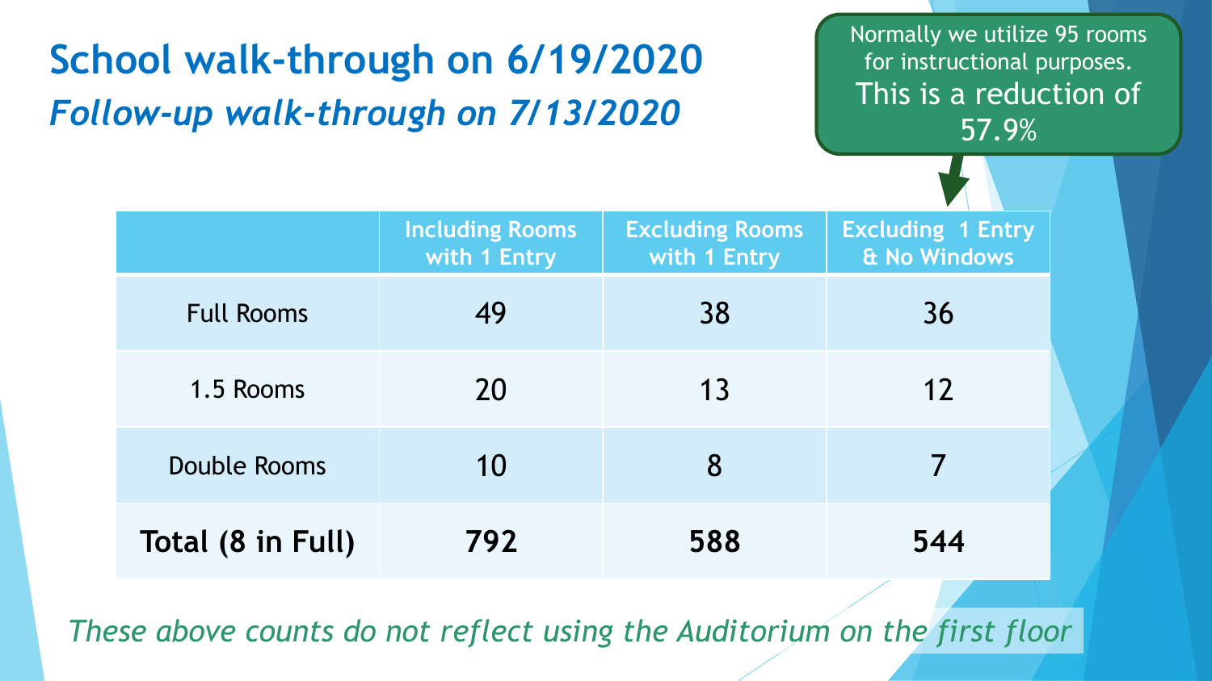# School walk-through on 6/19/2020

## *Follow-up walk-through on 7/13/2020*

Normally we utilize 95 rooms for instructional purposes. This is a reduction of 57.9%

| | Including Rooms with 1 Entry | Excluding Rooms with 1 Entry | Excluding 1 Entry & No Windows |
|---|---|---|---|
| Full Rooms | 49 | 38 | 36 |
| 1.5 Rooms | 20 | 13 | 12 |
| Double Rooms | 10 | 8 | 7 |
| **Total (8 in Full)** | **792** | **588** | **544** |

*These above counts do not reflect using the Auditorium on the first floor*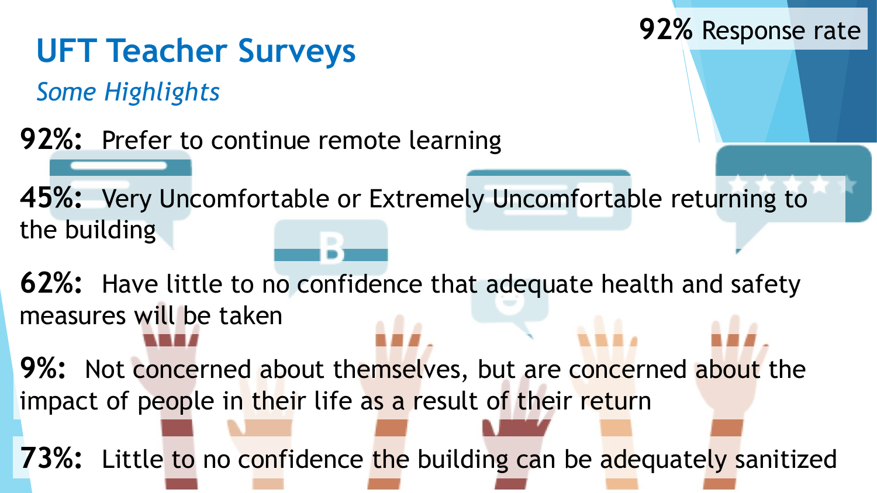# UFT Teacher Surveys

*Some Highlights*

**92%** Response rate

**92%:** Prefer to continue remote learning

**45%:** Very Uncomfortable or Extremely Uncomfortable returning to the building

**62%:** Have little to no confidence that adequate health and safety measures will be taken

**9%:** Not concerned about themselves, but are concerned about the impact of people in their life as a result of their return

**73%:** Little to no confidence the building can be adequately sanitized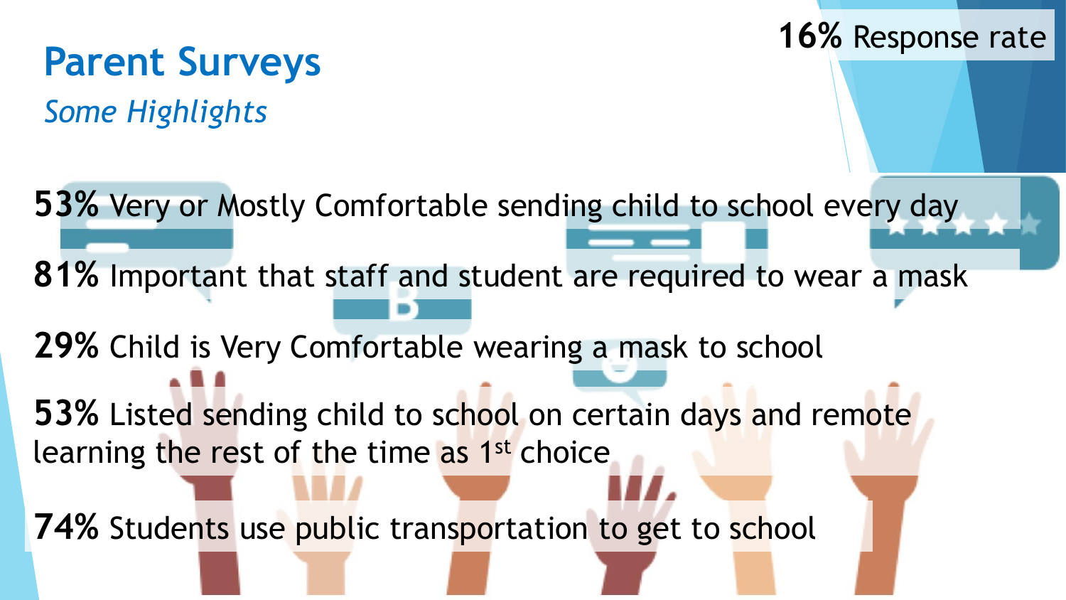# Parent Surveys

*Some Highlights*

**16%** Response rate

**53%** Very or Mostly Comfortable sending child to school every day

**81%** Important that staff and student are required to wear a mask

**29%** Child is Very Comfortable wearing a mask to school

**53%** Listed sending child to school on certain days and remote learning the rest of the time as 1st choice

**74%** Students use public transportation to get to school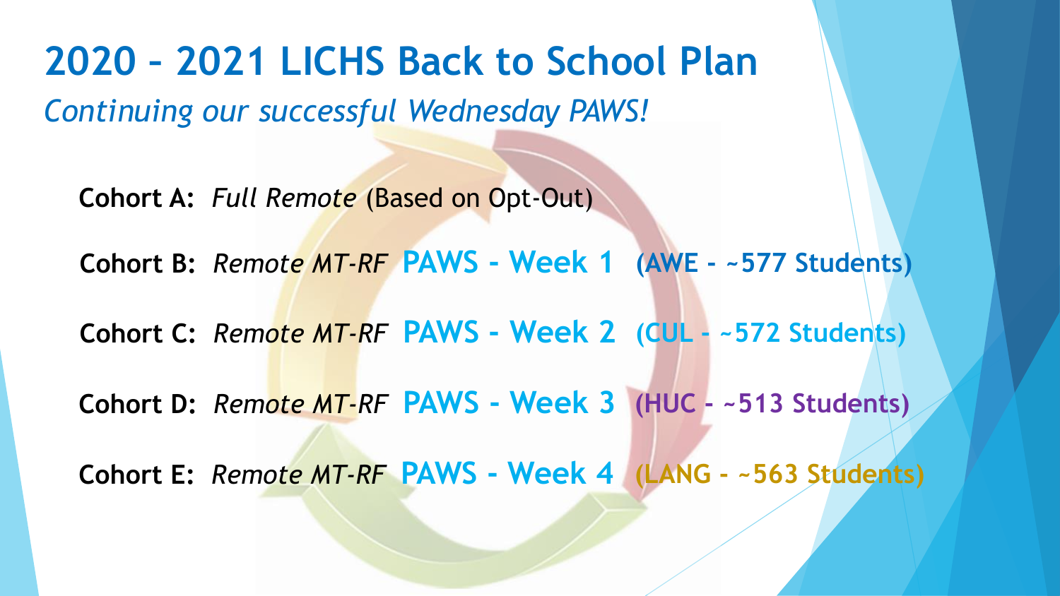# 2020 – 2021 LICHS Back to School Plan

*Continuing our successful Wednesday PAWS!*

**Cohort A:** *Full Remote* (Based on Opt-Out)

**Cohort B:** *Remote MT-RF* **PAWS - Week 1** **(AWE - ~577 Students)**

**Cohort C:** *Remote MT-RF* **PAWS - Week 2** **(CUL - ~572 Students)**

**Cohort D:** *Remote MT-RF* **PAWS - Week 3** **(HUC - ~513 Students)**

**Cohort E:** *Remote MT-RF* **PAWS - Week 4** **(LANG - ~563 Students)**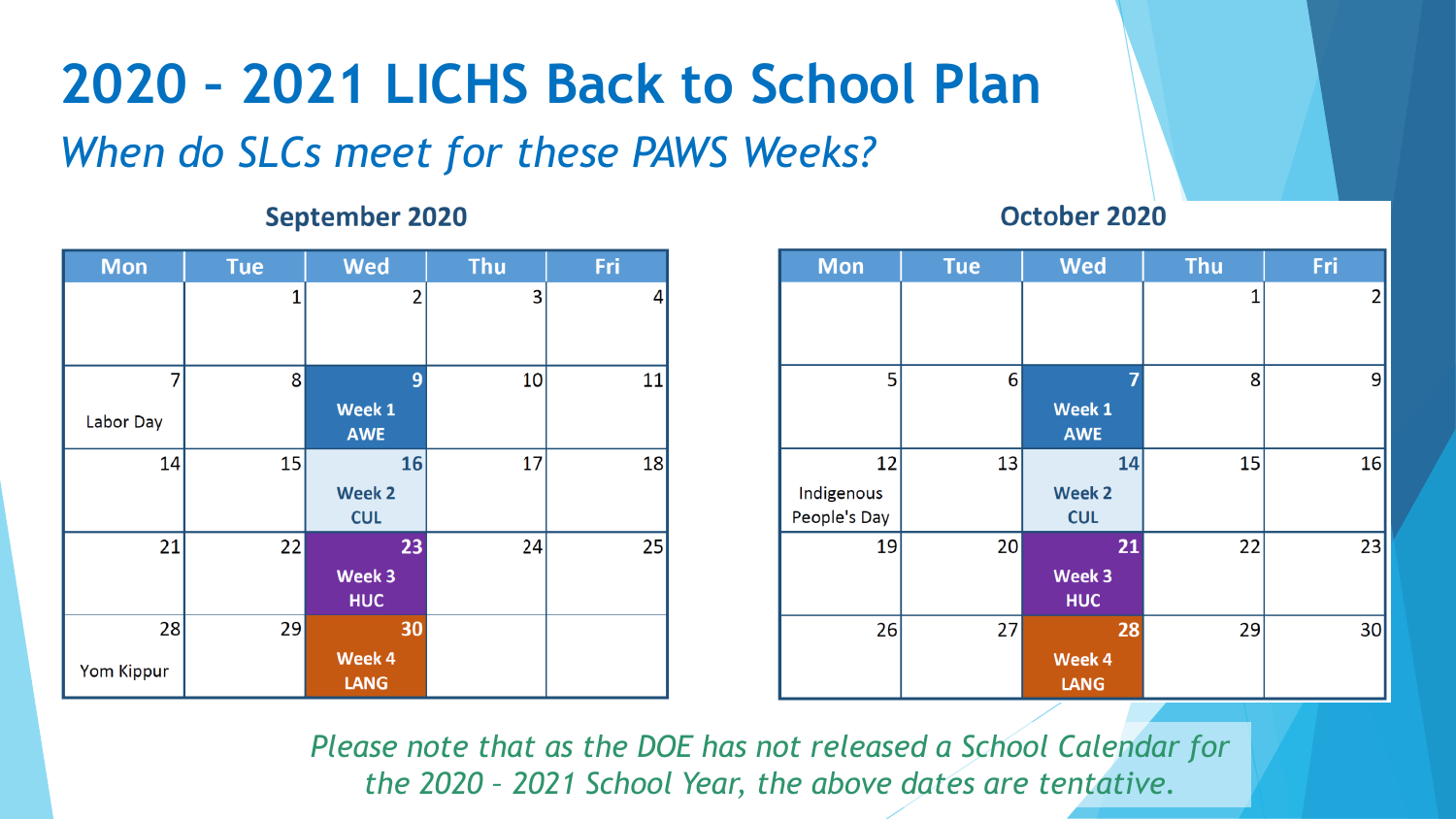# 2020 – 2021 LICHS Back to School Plan

*When do SLCs meet for these PAWS Weeks?*

### September 2020

| Mon | Tue | Wed | Thu | Fri |
|---|---|---|---|---|
| | 1 | 2 | 3 | 4 |
| 7 Labor Day | 8 | 9 Week 1 AWE | 10 | 11 |
| 14 | 15 | 16 Week 2 CUL | 17 | 18 |
| 21 | 22 | 23 Week 3 HUC | 24 | 25 |
| 28 Yom Kippur | 29 | 30 Week 4 LANG | | |

### October 2020

| Mon | Tue | Wed | Thu | Fri |
|---|---|---|---|---|
| | | | 1 | 2 |
| 5 | 6 | 7 Week 1 AWE | 8 | 9 |
| 12 Indigenous People's Day | 13 | 14 Week 2 CUL | 15 | 16 |
| 19 | 20 | 21 Week 3 HUC | 22 | 23 |
| 26 | 27 | 28 Week 4 LANG | 29 | 30 |

*Please note that as the DOE has not released a School Calendar for the 2020 – 2021 School Year, the above dates are tentative.*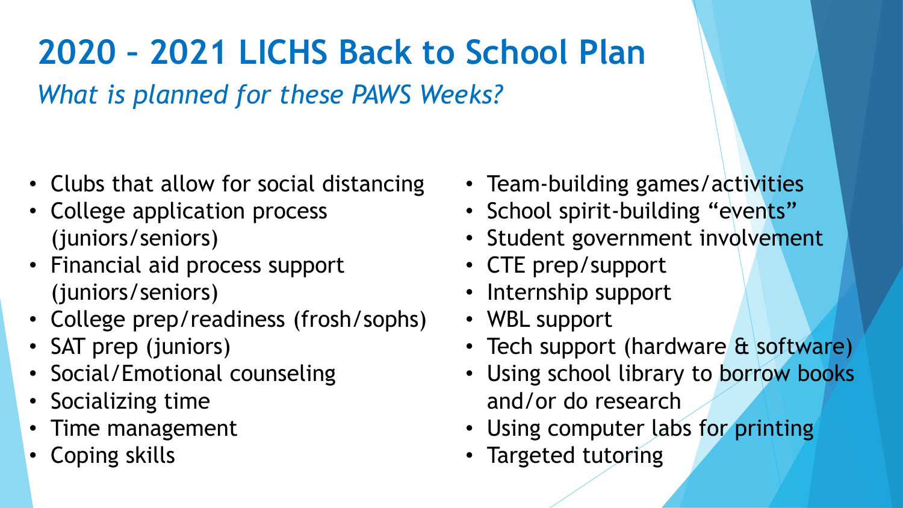# 2020 – 2021 LICHS Back to School Plan

*What is planned for these PAWS Weeks?*

- Clubs that allow for social distancing
- College application process (juniors/seniors)
- Financial aid process support (juniors/seniors)
- College prep/readiness (frosh/sophs)
- SAT prep (juniors)
- Social/Emotional counseling
- Socializing time
- Time management
- Coping skills
- Team-building games/activities
- School spirit-building "events"
- Student government involvement
- CTE prep/support
- Internship support
- WBL support
- Tech support (hardware & software)
- Using school library to borrow books and/or do research
- Using computer labs for printing
- Targeted tutoring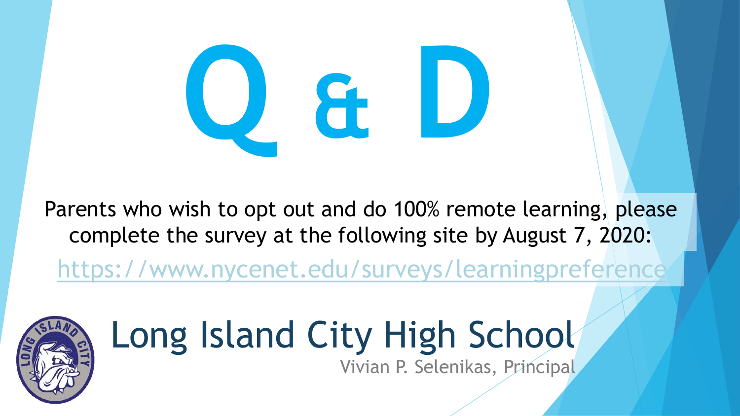# Q & D

Parents who wish to opt out and do 100% remote learning, please complete the survey at the following site by August 7, 2020:

https://www.nycenet.edu/surveys/learningpreference

## Long Island City High School

Vivian P. Selenikas, Principal